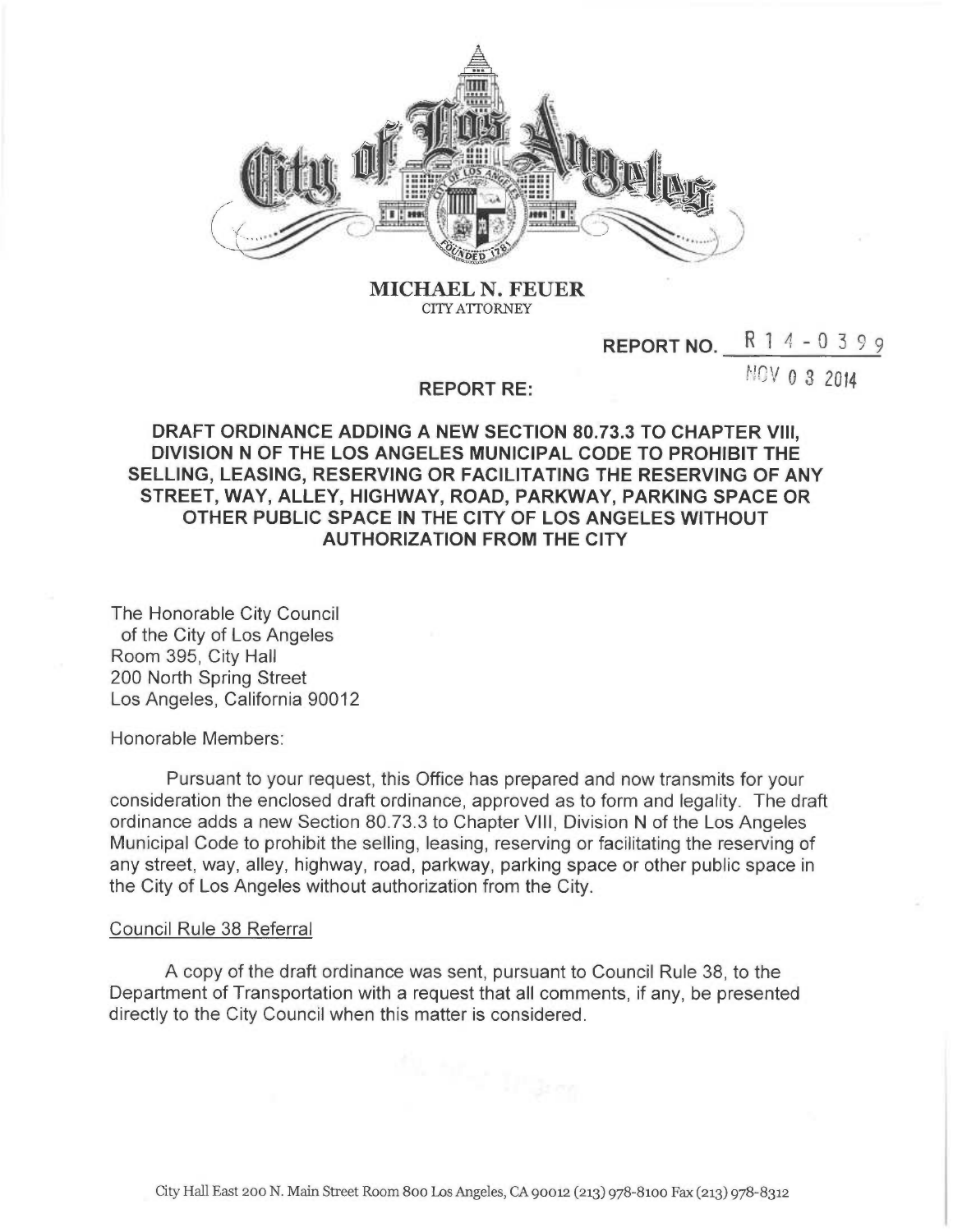**MICHAEL N. FEUER**
CITY ATTORNEY

**REPORT NO.** R 1 4 - 0 3 9 9

NOV 0 3 2014

**REPORT RE:**

**DRAFT ORDINANCE ADDING A NEW SECTION 80.73.3 TO CHAPTER VIII, DIVISION N OF THE LOS ANGELES MUNICIPAL CODE TO PROHIBIT THE SELLING, LEASING, RESERVING OR FACILITATING THE RESERVING OF ANY STREET, WAY, ALLEY, HIGHWAY, ROAD, PARKWAY, PARKING SPACE OR OTHER PUBLIC SPACE IN THE CITY OF LOS ANGELES WITHOUT AUTHORIZATION FROM THE CITY**

The Honorable City Council
of the City of Los Angeles
Room 395, City Hall
200 North Spring Street
Los Angeles, California 90012

Honorable Members:

Pursuant to your request, this Office has prepared and now transmits for your consideration the enclosed draft ordinance, approved as to form and legality. The draft ordinance adds a new Section 80.73.3 to Chapter VIII, Division N of the Los Angeles Municipal Code to prohibit the selling, leasing, reserving or facilitating the reserving of any street, way, alley, highway, road, parkway, parking space or other public space in the City of Los Angeles without authorization from the City.

Council Rule 38 Referral

A copy of the draft ordinance was sent, pursuant to Council Rule 38, to the Department of Transportation with a request that all comments, if any, be presented directly to the City Council when this matter is considered.

City Hall East 200 N. Main Street Room 800 Los Angeles, CA 90012 (213) 978-8100 Fax (213) 978-8312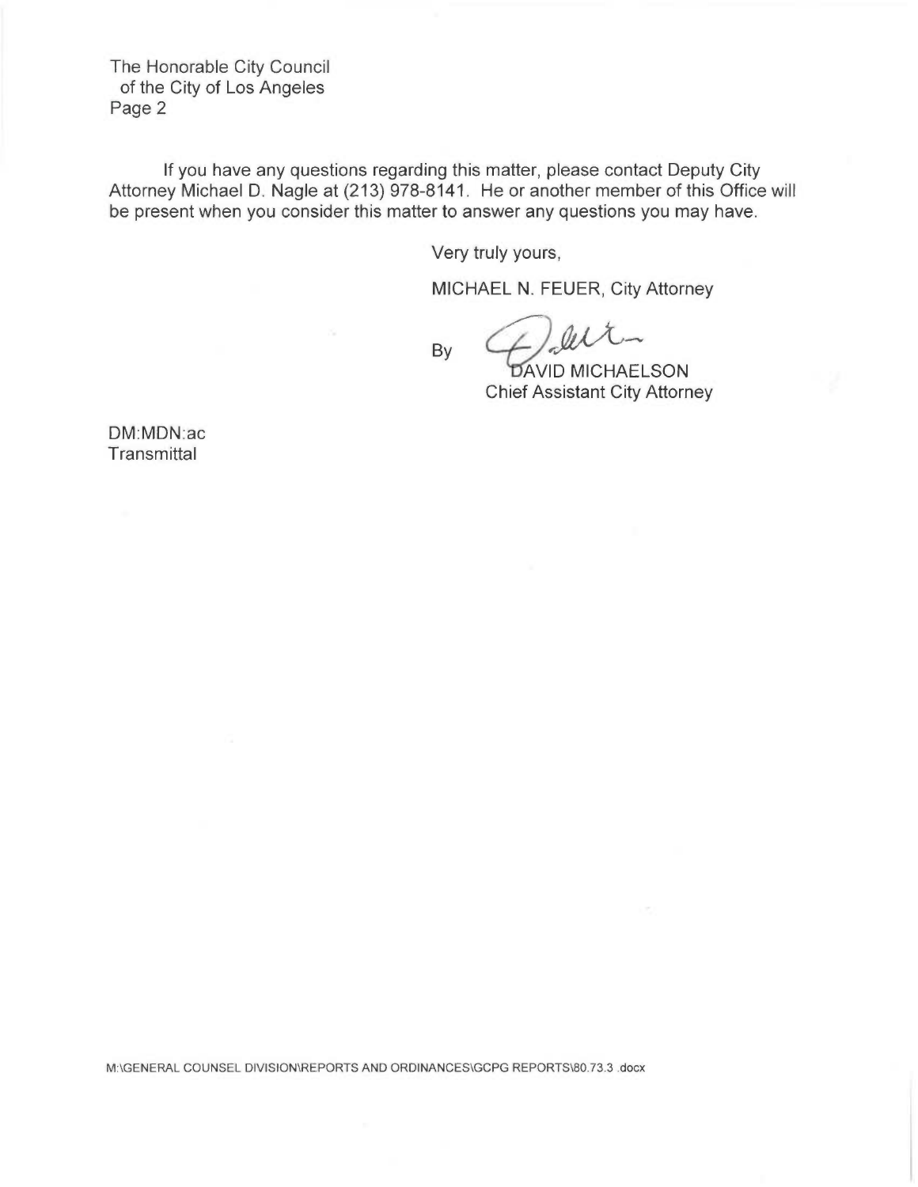The Honorable City Council
of the City of Los Angeles
Page 2

If you have any questions regarding this matter, please contact Deputy City Attorney Michael D. Nagle at (213) 978-8141. He or another member of this Office will be present when you consider this matter to answer any questions you may have.

Very truly yours,

MICHAEL N. FEUER, City Attorney

By

DAVID MICHAELSON
Chief Assistant City Attorney

DM:MDN:ac
Transmittal

M:\GENERAL COUNSEL DIVISION\REPORTS AND ORDINANCES\GCPG REPORTS\80.73.3 .docx